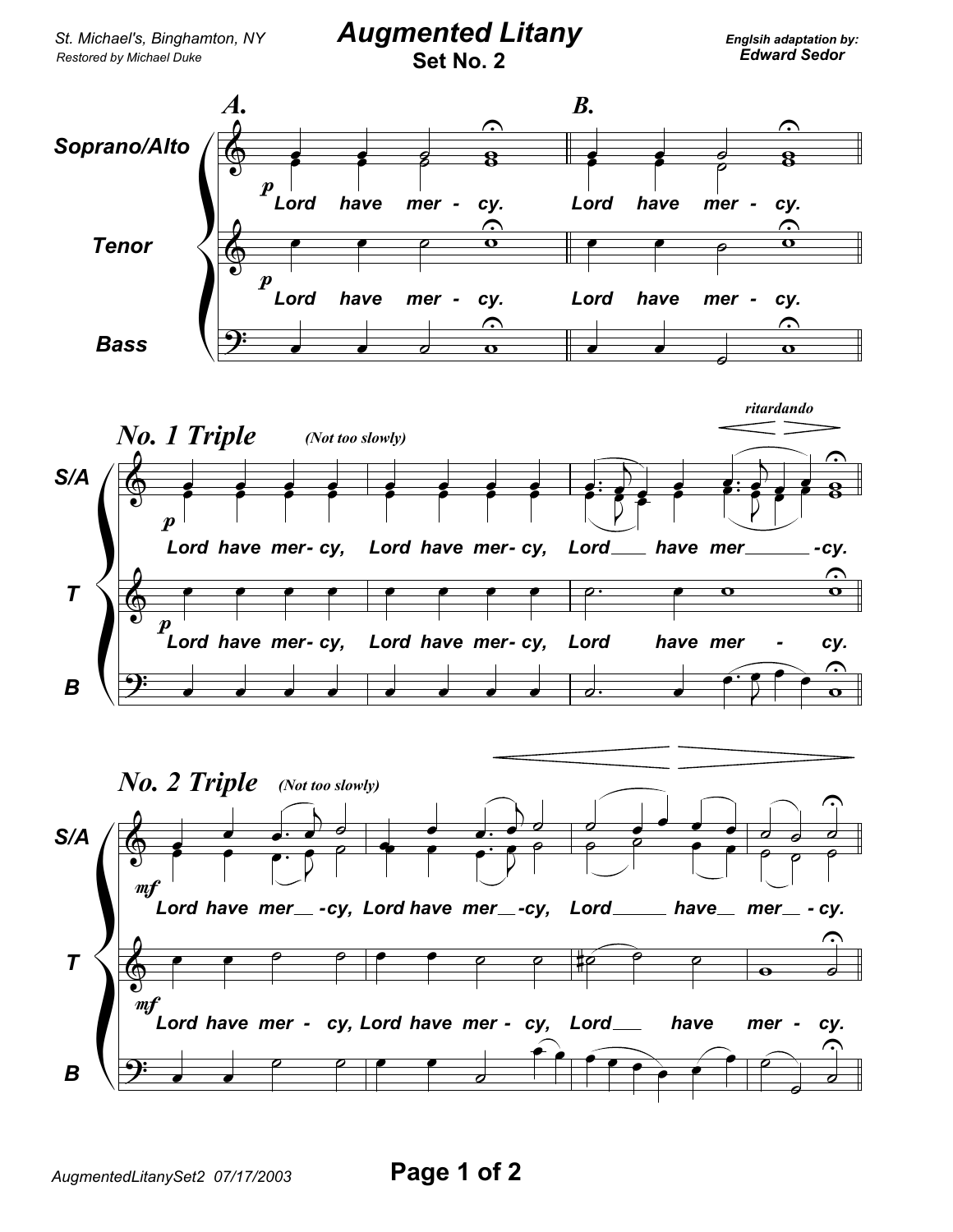St. Michael's, Binghamton, NY
Restored by Michael Duke

# Augmented Litany
## Set No. 2

Englsih adaptation by:
**Edward Sedor**

**A.**

Soprano/Alto — *p* Lord have mer - cy.

Tenor — *p* Lord have mer - cy.

Bass

**B.**

Lord have mer - cy.

Lord have mer - cy.

## No. 1 Triple *(Not too slowly)*

*ritardando*

S/A — *p* Lord have mer- cy, Lord have mer- cy, Lord___ have mer_____ -cy.

T — *p* Lord have mer- cy, Lord have mer- cy, Lord have mer - cy.

B

## No. 2 Triple *(Not too slowly)*

S/A — *mf* Lord have mer__ -cy, Lord have mer__ -cy, Lord_____ have__ mer__ - cy.

T — *mf* Lord have mer - cy, Lord have mer - cy, Lord___ have mer - cy.

B

AugmentedLitanySet2 07/17/2003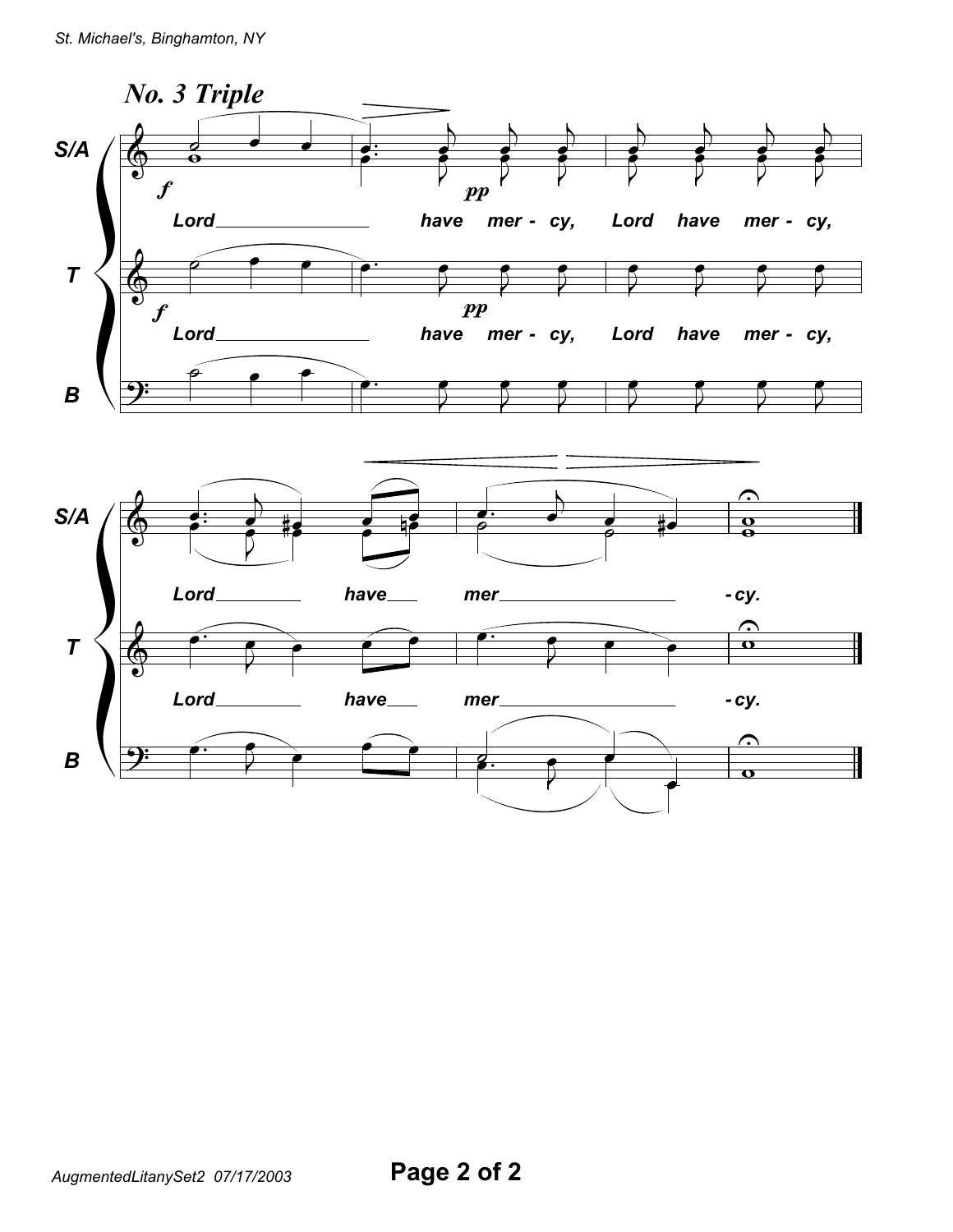## No. 3 Triple

S/A

*f* Lord have *pp* mer - cy, Lord have mer - cy,

T

*f* Lord have *pp* mer - cy, Lord have mer - cy,

B

S/A

Lord have mer - cy.

T

Lord have mer - cy.

B